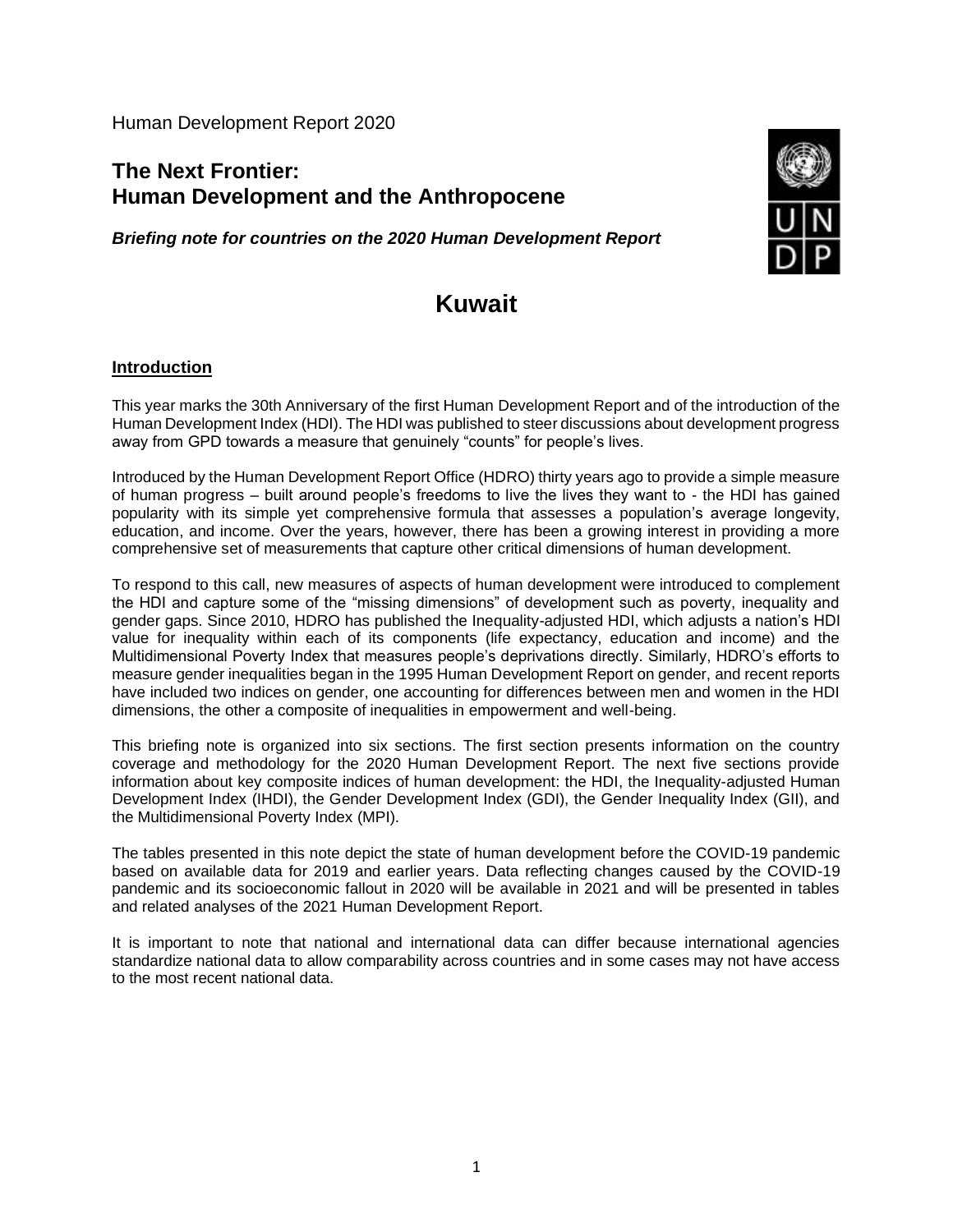Human Development Report 2020

## The Next Frontier:
## Human Development and the Anthropocene

***Briefing note for countries on the 2020 Human Development Report***

# Kuwait

### Introduction

This year marks the 30th Anniversary of the first Human Development Report and of the introduction of the Human Development Index (HDI). The HDI was published to steer discussions about development progress away from GPD towards a measure that genuinely "counts" for people's lives.

Introduced by the Human Development Report Office (HDRO) thirty years ago to provide a simple measure of human progress – built around people's freedoms to live the lives they want to - the HDI has gained popularity with its simple yet comprehensive formula that assesses a population's average longevity, education, and income. Over the years, however, there has been a growing interest in providing a more comprehensive set of measurements that capture other critical dimensions of human development.

To respond to this call, new measures of aspects of human development were introduced to complement the HDI and capture some of the "missing dimensions" of development such as poverty, inequality and gender gaps. Since 2010, HDRO has published the Inequality-adjusted HDI, which adjusts a nation's HDI value for inequality within each of its components (life expectancy, education and income) and the Multidimensional Poverty Index that measures people's deprivations directly. Similarly, HDRO's efforts to measure gender inequalities began in the 1995 Human Development Report on gender, and recent reports have included two indices on gender, one accounting for differences between men and women in the HDI dimensions, the other a composite of inequalities in empowerment and well-being.

This briefing note is organized into six sections. The first section presents information on the country coverage and methodology for the 2020 Human Development Report. The next five sections provide information about key composite indices of human development: the HDI, the Inequality-adjusted Human Development Index (IHDI), the Gender Development Index (GDI), the Gender Inequality Index (GII), and the Multidimensional Poverty Index (MPI).

The tables presented in this note depict the state of human development before the COVID-19 pandemic based on available data for 2019 and earlier years. Data reflecting changes caused by the COVID-19 pandemic and its socioeconomic fallout in 2020 will be available in 2021 and will be presented in tables and related analyses of the 2021 Human Development Report.

It is important to note that national and international data can differ because international agencies standardize national data to allow comparability across countries and in some cases may not have access to the most recent national data.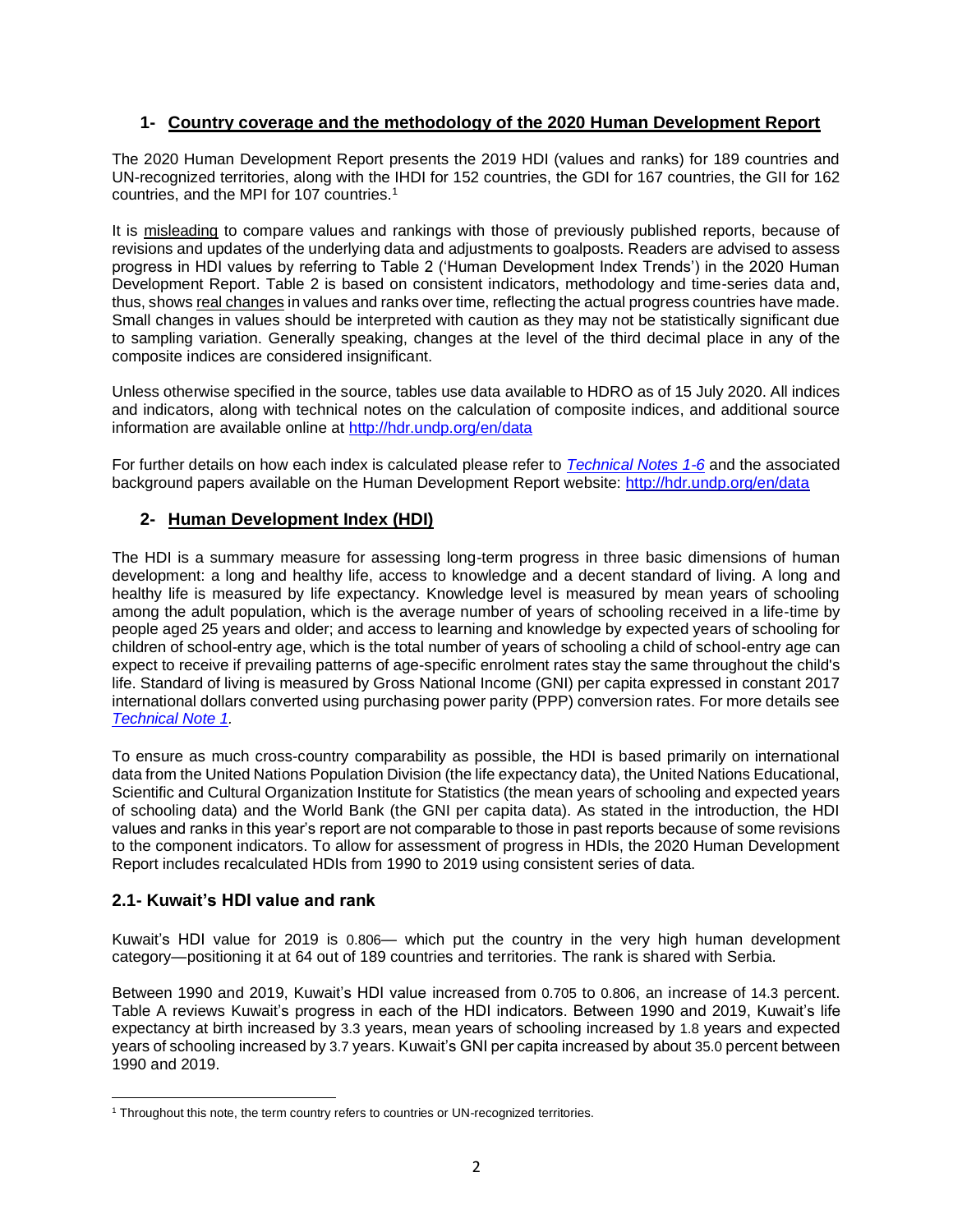## 1- Country coverage and the methodology of the 2020 Human Development Report

The 2020 Human Development Report presents the 2019 HDI (values and ranks) for 189 countries and UN-recognized territories, along with the IHDI for 152 countries, the GDI for 167 countries, the GII for 162 countries, and the MPI for 107 countries.[1]

It is misleading to compare values and rankings with those of previously published reports, because of revisions and updates of the underlying data and adjustments to goalposts. Readers are advised to assess progress in HDI values by referring to Table 2 ('Human Development Index Trends') in the 2020 Human Development Report. Table 2 is based on consistent indicators, methodology and time-series data and, thus, shows real changes in values and ranks over time, reflecting the actual progress countries have made. Small changes in values should be interpreted with caution as they may not be statistically significant due to sampling variation. Generally speaking, changes at the level of the third decimal place in any of the composite indices are considered insignificant.

Unless otherwise specified in the source, tables use data available to HDRO as of 15 July 2020. All indices and indicators, along with technical notes on the calculation of composite indices, and additional source information are available online at http://hdr.undp.org/en/data

For further details on how each index is calculated please refer to *Technical Notes 1-6* and the associated background papers available on the Human Development Report website: http://hdr.undp.org/en/data

## 2- Human Development Index (HDI)

The HDI is a summary measure for assessing long-term progress in three basic dimensions of human development: a long and healthy life, access to knowledge and a decent standard of living. A long and healthy life is measured by life expectancy. Knowledge level is measured by mean years of schooling among the adult population, which is the average number of years of schooling received in a life-time by people aged 25 years and older; and access to learning and knowledge by expected years of schooling for children of school-entry age, which is the total number of years of schooling a child of school-entry age can expect to receive if prevailing patterns of age-specific enrolment rates stay the same throughout the child's life. Standard of living is measured by Gross National Income (GNI) per capita expressed in constant 2017 international dollars converted using purchasing power parity (PPP) conversion rates. For more details see *Technical Note 1*.

To ensure as much cross-country comparability as possible, the HDI is based primarily on international data from the United Nations Population Division (the life expectancy data), the United Nations Educational, Scientific and Cultural Organization Institute for Statistics (the mean years of schooling and expected years of schooling data) and the World Bank (the GNI per capita data). As stated in the introduction, the HDI values and ranks in this year's report are not comparable to those in past reports because of some revisions to the component indicators. To allow for assessment of progress in HDIs, the 2020 Human Development Report includes recalculated HDIs from 1990 to 2019 using consistent series of data.

### 2.1- Kuwait's HDI value and rank

Kuwait's HDI value for 2019 is 0.806— which put the country in the very high human development category—positioning it at 64 out of 189 countries and territories. The rank is shared with Serbia.

Between 1990 and 2019, Kuwait's HDI value increased from 0.705 to 0.806, an increase of 14.3 percent. Table A reviews Kuwait's progress in each of the HDI indicators. Between 1990 and 2019, Kuwait's life expectancy at birth increased by 3.3 years, mean years of schooling increased by 1.8 years and expected years of schooling increased by 3.7 years. Kuwait's GNI per capita increased by about 35.0 percent between 1990 and 2019.

[1] Throughout this note, the term country refers to countries or UN-recognized territories.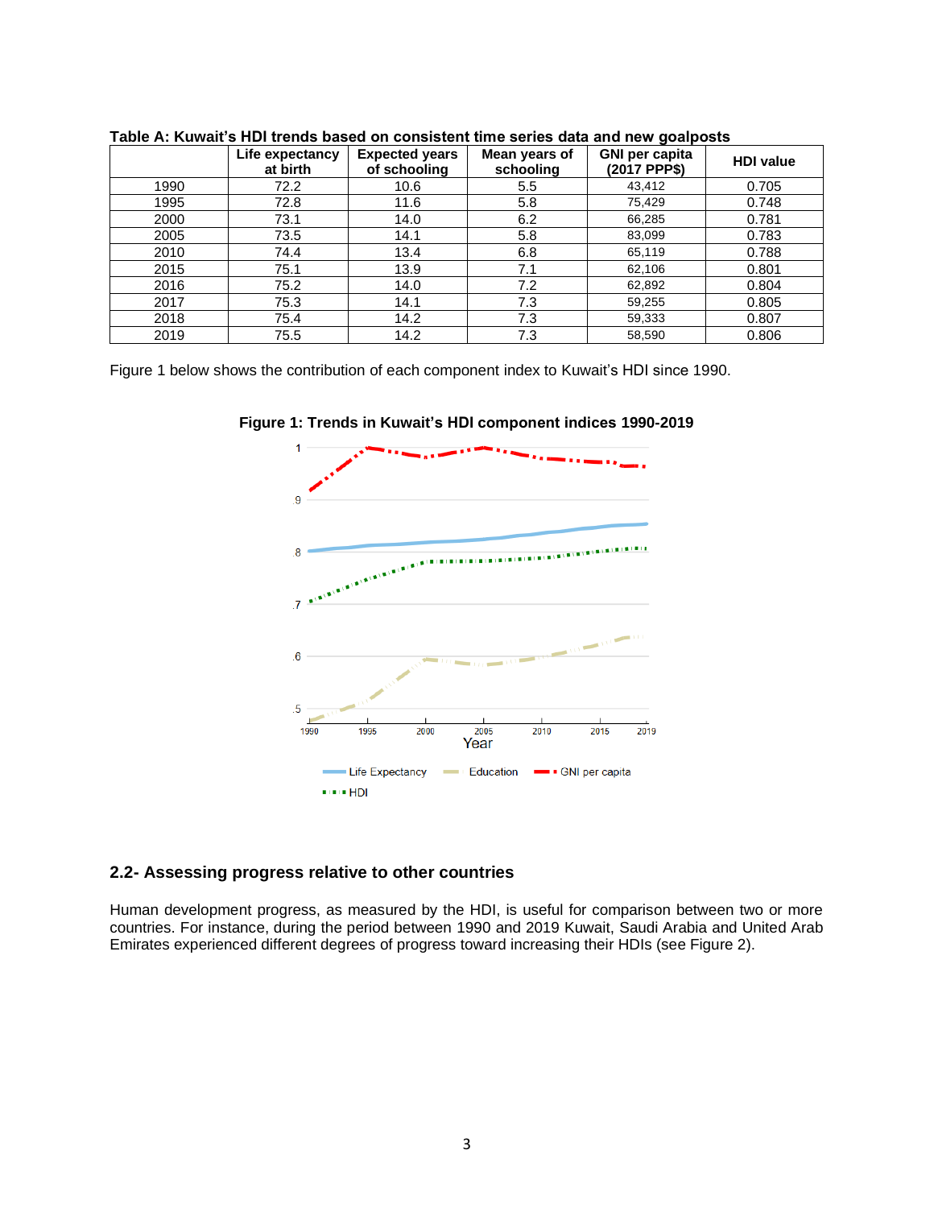**Table A: Kuwait's HDI trends based on consistent time series data and new goalposts**

| | Life expectancy at birth | Expected years of schooling | Mean years of schooling | GNI per capita (2017 PPP$) | HDI value |
|---|---|---|---|---|---|
| 1990 | 72.2 | 10.6 | 5.5 | 43,412 | 0.705 |
| 1995 | 72.8 | 11.6 | 5.8 | 75,429 | 0.748 |
| 2000 | 73.1 | 14.0 | 6.2 | 66,285 | 0.781 |
| 2005 | 73.5 | 14.1 | 5.8 | 83,099 | 0.783 |
| 2010 | 74.4 | 13.4 | 6.8 | 65,119 | 0.788 |
| 2015 | 75.1 | 13.9 | 7.1 | 62,106 | 0.801 |
| 2016 | 75.2 | 14.0 | 7.2 | 62,892 | 0.804 |
| 2017 | 75.3 | 14.1 | 7.3 | 59,255 | 0.805 |
| 2018 | 75.4 | 14.2 | 7.3 | 59,333 | 0.807 |
| 2019 | 75.5 | 14.2 | 7.3 | 58,590 | 0.806 |

Figure 1 below shows the contribution of each component index to Kuwait's HDI since 1990.

**Figure 1: Trends in Kuwait's HDI component indices 1990-2019**

## 2.2- Assessing progress relative to other countries

Human development progress, as measured by the HDI, is useful for comparison between two or more countries. For instance, during the period between 1990 and 2019 Kuwait, Saudi Arabia and United Arab Emirates experienced different degrees of progress toward increasing their HDIs (see Figure 2).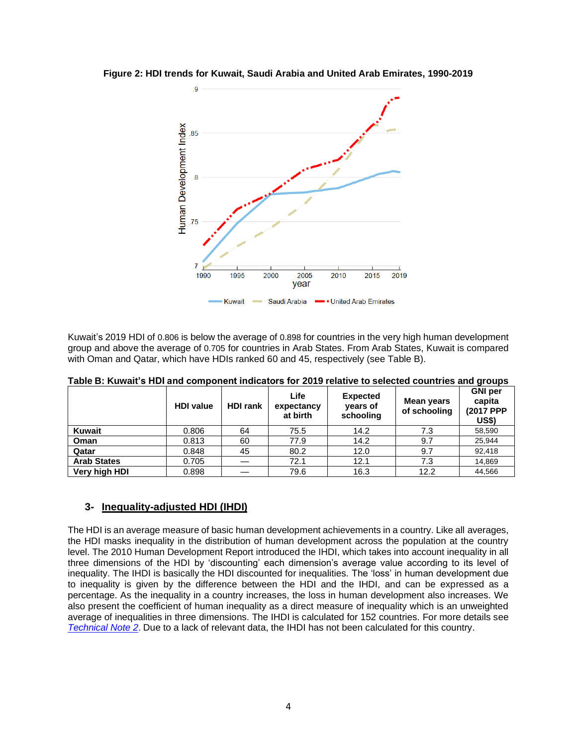**Figure 2: HDI trends for Kuwait, Saudi Arabia and United Arab Emirates, 1990-2019**

Kuwait's 2019 HDI of 0.806 is below the average of 0.898 for countries in the very high human development group and above the average of 0.705 for countries in Arab States. From Arab States, Kuwait is compared with Oman and Qatar, which have HDIs ranked 60 and 45, respectively (see Table B).

**Table B: Kuwait's HDI and component indicators for 2019 relative to selected countries and groups**

| | HDI value | HDI rank | Life expectancy at birth | Expected years of schooling | Mean years of schooling | GNI per capita (2017 PPP US$) |
|---|---|---|---|---|---|---|
| **Kuwait** | 0.806 | 64 | 75.5 | 14.2 | 7.3 | 58,590 |
| **Oman** | 0.813 | 60 | 77.9 | 14.2 | 9.7 | 25,944 |
| **Qatar** | 0.848 | 45 | 80.2 | 12.0 | 9.7 | 92,418 |
| **Arab States** | 0.705 | — | 72.1 | 12.1 | 7.3 | 14,869 |
| **Very high HDI** | 0.898 | — | 79.6 | 16.3 | 12.2 | 44,566 |

## 3- Inequality-adjusted HDI (IHDI)

The HDI is an average measure of basic human development achievements in a country. Like all averages, the HDI masks inequality in the distribution of human development across the population at the country level. The 2010 Human Development Report introduced the IHDI, which takes into account inequality in all three dimensions of the HDI by 'discounting' each dimension's average value according to its level of inequality. The IHDI is basically the HDI discounted for inequalities. The 'loss' in human development due to inequality is given by the difference between the HDI and the IHDI, and can be expressed as a percentage. As the inequality in a country increases, the loss in human development also increases. We also present the coefficient of human inequality as a direct measure of inequality which is an unweighted average of inequalities in three dimensions. The IHDI is calculated for 152 countries. For more details see *Technical Note 2*. Due to a lack of relevant data, the IHDI has not been calculated for this country.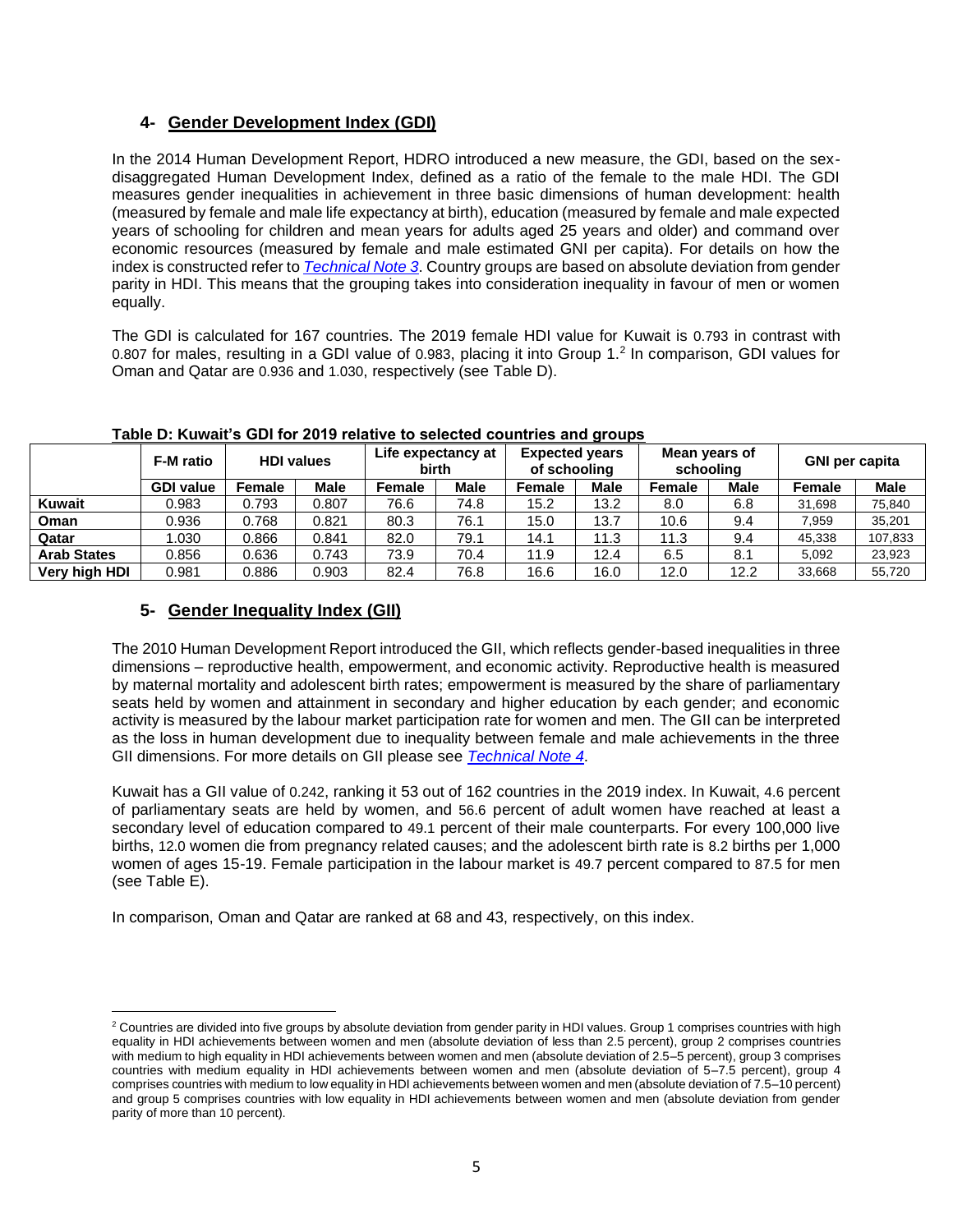## 4- Gender Development Index (GDI)

In the 2014 Human Development Report, HDRO introduced a new measure, the GDI, based on the sex-disaggregated Human Development Index, defined as a ratio of the female to the male HDI. The GDI measures gender inequalities in achievement in three basic dimensions of human development: health (measured by female and male life expectancy at birth), education (measured by female and male expected years of schooling for children and mean years for adults aged 25 years and older) and command over economic resources (measured by female and male estimated GNI per capita). For details on how the index is constructed refer to *Technical Note 3*. Country groups are based on absolute deviation from gender parity in HDI. This means that the grouping takes into consideration inequality in favour of men or women equally.

The GDI is calculated for 167 countries. The 2019 female HDI value for Kuwait is 0.793 in contrast with 0.807 for males, resulting in a GDI value of 0.983, placing it into Group 1.[2] In comparison, GDI values for Oman and Qatar are 0.936 and 1.030, respectively (see Table D).

**Table D: Kuwait's GDI for 2019 relative to selected countries and groups**

| | F-M ratio | HDI values | | Life expectancy at birth | | Expected years of schooling | | Mean years of schooling | | GNI per capita | |
|---|---|---|---|---|---|---|---|---|---|---|---|
| | GDI value | Female | Male | Female | Male | Female | Male | Female | Male | Female | Male |
| **Kuwait** | 0.983 | 0.793 | 0.807 | 76.6 | 74.8 | 15.2 | 13.2 | 8.0 | 6.8 | 31,698 | 75,840 |
| **Oman** | 0.936 | 0.768 | 0.821 | 80.3 | 76.1 | 15.0 | 13.7 | 10.6 | 9.4 | 7,959 | 35,201 |
| **Qatar** | 1.030 | 0.866 | 0.841 | 82.0 | 79.1 | 14.1 | 11.3 | 11.3 | 9.4 | 45,338 | 107,833 |
| **Arab States** | 0.856 | 0.636 | 0.743 | 73.9 | 70.4 | 11.9 | 12.4 | 6.5 | 8.1 | 5,092 | 23,923 |
| **Very high HDI** | 0.981 | 0.886 | 0.903 | 82.4 | 76.8 | 16.6 | 16.0 | 12.0 | 12.2 | 33,668 | 55,720 |

## 5- Gender Inequality Index (GII)

The 2010 Human Development Report introduced the GII, which reflects gender-based inequalities in three dimensions – reproductive health, empowerment, and economic activity. Reproductive health is measured by maternal mortality and adolescent birth rates; empowerment is measured by the share of parliamentary seats held by women and attainment in secondary and higher education by each gender; and economic activity is measured by the labour market participation rate for women and men. The GII can be interpreted as the loss in human development due to inequality between female and male achievements in the three GII dimensions. For more details on GII please see *Technical Note 4*.

Kuwait has a GII value of 0.242, ranking it 53 out of 162 countries in the 2019 index. In Kuwait, 4.6 percent of parliamentary seats are held by women, and 56.6 percent of adult women have reached at least a secondary level of education compared to 49.1 percent of their male counterparts. For every 100,000 live births, 12.0 women die from pregnancy related causes; and the adolescent birth rate is 8.2 births per 1,000 women of ages 15-19. Female participation in the labour market is 49.7 percent compared to 87.5 for men (see Table E).

In comparison, Oman and Qatar are ranked at 68 and 43, respectively, on this index.

---

[2] Countries are divided into five groups by absolute deviation from gender parity in HDI values. Group 1 comprises countries with high equality in HDI achievements between women and men (absolute deviation of less than 2.5 percent), group 2 comprises countries with medium to high equality in HDI achievements between women and men (absolute deviation of 2.5–5 percent), group 3 comprises countries with medium equality in HDI achievements between women and men (absolute deviation of 5–7.5 percent), group 4 comprises countries with medium to low equality in HDI achievements between women and men (absolute deviation of 7.5–10 percent) and group 5 comprises countries with low equality in HDI achievements between women and men (absolute deviation from gender parity of more than 10 percent).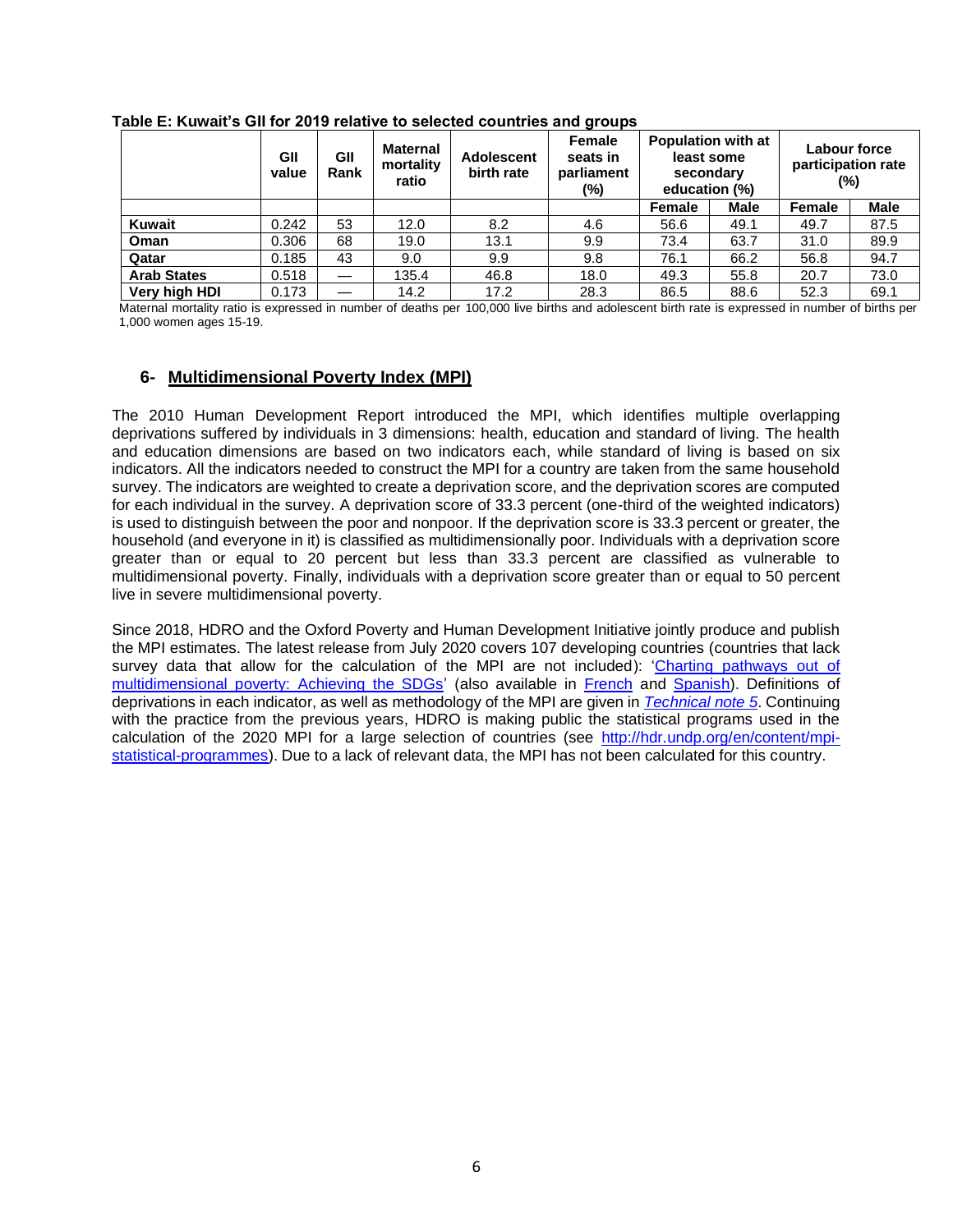**Table E: Kuwait's GII for 2019 relative to selected countries and groups**

| | GII value | GII Rank | Maternal mortality ratio | Adolescent birth rate | Female seats in parliament (%) | Population with at least some secondary education (%) | | Labour force participation rate (%) | |
|---|---|---|---|---|---|---|---|---|---|
| | | | | | | Female | Male | Female | Male |
| **Kuwait** | 0.242 | 53 | 12.0 | 8.2 | 4.6 | 56.6 | 49.1 | 49.7 | 87.5 |
| **Oman** | 0.306 | 68 | 19.0 | 13.1 | 9.9 | 73.4 | 63.7 | 31.0 | 89.9 |
| **Qatar** | 0.185 | 43 | 9.0 | 9.9 | 9.8 | 76.1 | 66.2 | 56.8 | 94.7 |
| **Arab States** | 0.518 | — | 135.4 | 46.8 | 18.0 | 49.3 | 55.8 | 20.7 | 73.0 |
| **Very high HDI** | 0.173 | — | 14.2 | 17.2 | 28.3 | 86.5 | 88.6 | 52.3 | 69.1 |

Maternal mortality ratio is expressed in number of deaths per 100,000 live births and adolescent birth rate is expressed in number of births per 1,000 women ages 15-19.

## 6- Multidimensional Poverty Index (MPI)

The 2010 Human Development Report introduced the MPI, which identifies multiple overlapping deprivations suffered by individuals in 3 dimensions: health, education and standard of living. The health and education dimensions are based on two indicators each, while standard of living is based on six indicators. All the indicators needed to construct the MPI for a country are taken from the same household survey. The indicators are weighted to create a deprivation score, and the deprivation scores are computed for each individual in the survey. A deprivation score of 33.3 percent (one-third of the weighted indicators) is used to distinguish between the poor and nonpoor. If the deprivation score is 33.3 percent or greater, the household (and everyone in it) is classified as multidimensionally poor. Individuals with a deprivation score greater than or equal to 20 percent but less than 33.3 percent are classified as vulnerable to multidimensional poverty. Finally, individuals with a deprivation score greater than or equal to 50 percent live in severe multidimensional poverty.

Since 2018, HDRO and the Oxford Poverty and Human Development Initiative jointly produce and publish the MPI estimates. The latest release from July 2020 covers 107 developing countries (countries that lack survey data that allow for the calculation of the MPI are not included): 'Charting pathways out of multidimensional poverty: Achieving the SDGs' (also available in French and Spanish). Definitions of deprivations in each indicator, as well as methodology of the MPI are given in *Technical note 5*. Continuing with the practice from the previous years, HDRO is making public the statistical programs used in the calculation of the 2020 MPI for a large selection of countries (see http://hdr.undp.org/en/content/mpi-statistical-programmes). Due to a lack of relevant data, the MPI has not been calculated for this country.